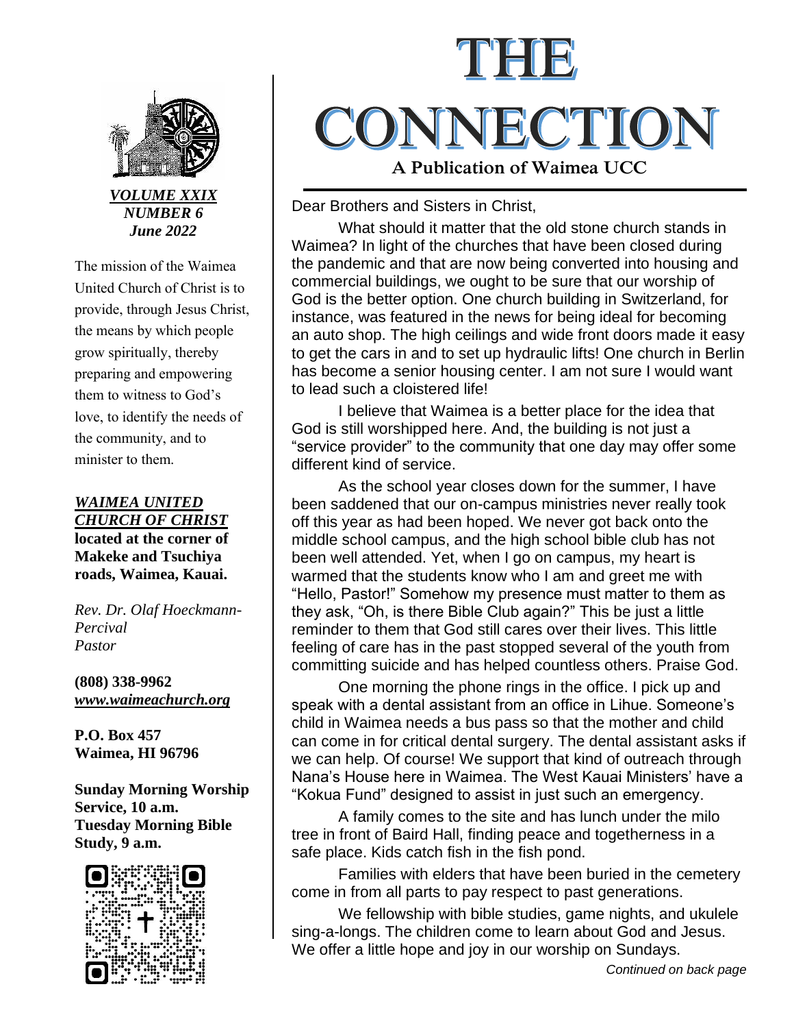# THE CONNECTION

**A Publication of Waimea UCC**

***VOLUME XXIX***
***NUMBER 6***
***June 2022***

The mission of the Waimea United Church of Christ is to provide, through Jesus Christ, the means by which people grow spiritually, thereby preparing and empowering them to witness to God's love, to identify the needs of the community, and to minister to them.

***WAIMEA UNITED CHURCH OF CHRIST*** **located at the corner of Makeke and Tsuchiya roads, Waimea, Kauai.**

*Rev. Dr. Olaf Hoeckmann-Percival*
*Pastor*

**(808) 338-9962**
***www.waimeachurch.org***

**P.O. Box 457**
**Waimea, HI 96796**

**Sunday Morning Worship Service, 10 a.m.**
**Tuesday Morning Bible Study, 9 a.m.**

Dear Brothers and Sisters in Christ,

What should it matter that the old stone church stands in Waimea? In light of the churches that have been closed during the pandemic and that are now being converted into housing and commercial buildings, we ought to be sure that our worship of God is the better option. One church building in Switzerland, for instance, was featured in the news for being ideal for becoming an auto shop. The high ceilings and wide front doors made it easy to get the cars in and to set up hydraulic lifts! One church in Berlin has become a senior housing center. I am not sure I would want to lead such a cloistered life!

I believe that Waimea is a better place for the idea that God is still worshipped here. And, the building is not just a "service provider" to the community that one day may offer some different kind of service.

As the school year closes down for the summer, I have been saddened that our on-campus ministries never really took off this year as had been hoped. We never got back onto the middle school campus, and the high school bible club has not been well attended. Yet, when I go on campus, my heart is warmed that the students know who I am and greet me with "Hello, Pastor!" Somehow my presence must matter to them as they ask, "Oh, is there Bible Club again?" This be just a little reminder to them that God still cares over their lives. This little feeling of care has in the past stopped several of the youth from committing suicide and has helped countless others. Praise God.

One morning the phone rings in the office. I pick up and speak with a dental assistant from an office in Lihue. Someone's child in Waimea needs a bus pass so that the mother and child can come in for critical dental surgery. The dental assistant asks if we can help. Of course! We support that kind of outreach through Nana's House here in Waimea. The West Kauai Ministers' have a "Kokua Fund" designed to assist in just such an emergency.

A family comes to the site and has lunch under the milo tree in front of Baird Hall, finding peace and togetherness in a safe place. Kids catch fish in the fish pond.

Families with elders that have been buried in the cemetery come in from all parts to pay respect to past generations.

We fellowship with bible studies, game nights, and ukulele sing-a-longs. The children come to learn about God and Jesus. We offer a little hope and joy in our worship on Sundays.

*Continued on back page*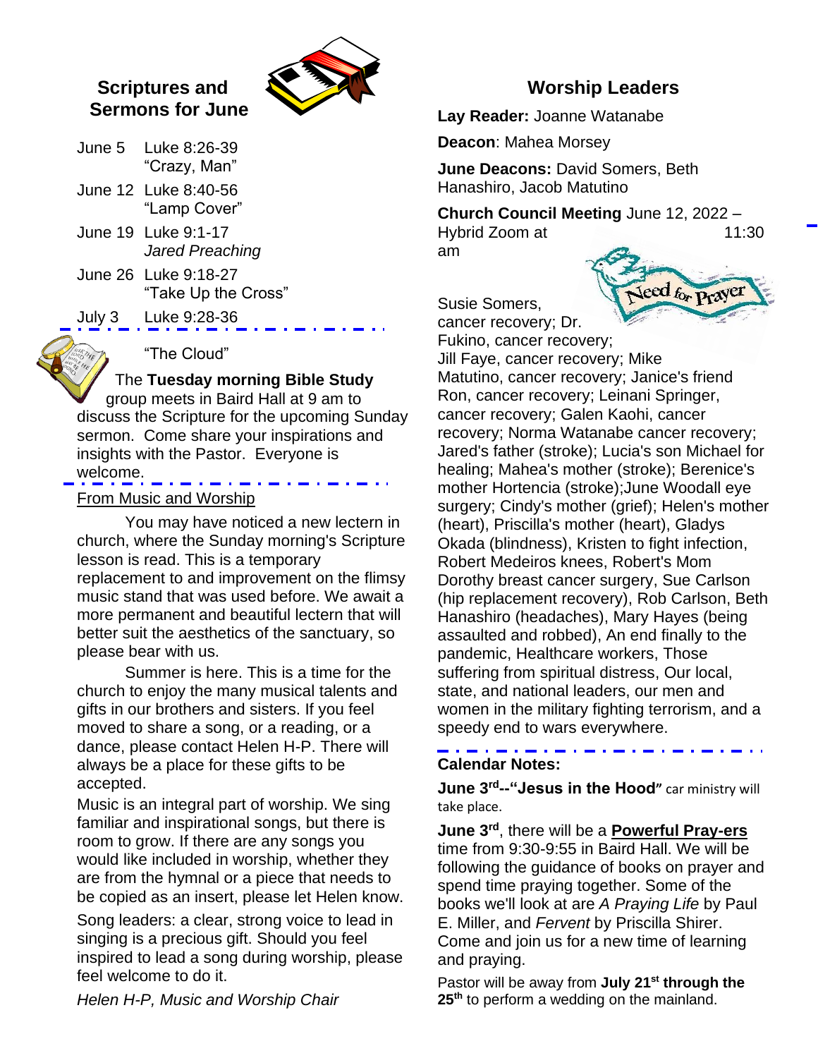## Scriptures and Sermons for June

June 5 Luke 8:26-39
"Crazy, Man"

June 12 Luke 8:40-56
"Lamp Cover"

June 19 Luke 9:1-17
*Jared Preaching*

June 26 Luke 9:18-27
"Take Up the Cross"

July 3 Luke 9:28-36
"The Cloud"

The **Tuesday morning Bible Study** group meets in Baird Hall at 9 am to discuss the Scripture for the upcoming Sunday sermon. Come share your inspirations and insights with the Pastor. Everyone is welcome.

From Music and Worship

You may have noticed a new lectern in church, where the Sunday morning's Scripture lesson is read. This is a temporary replacement to and improvement on the flimsy music stand that was used before. We await a more permanent and beautiful lectern that will better suit the aesthetics of the sanctuary, so please bear with us.

Summer is here. This is a time for the church to enjoy the many musical talents and gifts in our brothers and sisters. If you feel moved to share a song, or a reading, or a dance, please contact Helen H-P. There will always be a place for these gifts to be accepted.

Music is an integral part of worship. We sing familiar and inspirational songs, but there is room to grow. If there are any songs you would like included in worship, whether they are from the hymnal or a piece that needs to be copied as an insert, please let Helen know.

Song leaders: a clear, strong voice to lead in singing is a precious gift. Should you feel inspired to lead a song during worship, please feel welcome to do it.

*Helen H-P, Music and Worship Chair*

## Worship Leaders

**Lay Reader:** Joanne Watanabe

**Deacon**: Mahea Morsey

**June Deacons:** David Somers, Beth Hanashiro, Jacob Matutino

**Church Council Meeting** June 12, 2022 – Hybrid Zoom at 11:30 am

## Need for Prayer

Susie Somers, cancer recovery; Dr. Fukino, cancer recovery; Jill Faye, cancer recovery; Mike Matutino, cancer recovery; Janice's friend Ron, cancer recovery; Leinani Springer, cancer recovery; Galen Kaohi, cancer recovery; Norma Watanabe cancer recovery; Jared's father (stroke); Lucia's son Michael for healing; Mahea's mother (stroke); Berenice's mother Hortencia (stroke);June Woodall eye surgery; Cindy's mother (grief); Helen's mother (heart), Priscilla's mother (heart), Gladys Okada (blindness), Kristen to fight infection, Robert Medeiros knees, Robert's Mom Dorothy breast cancer surgery, Sue Carlson (hip replacement recovery), Rob Carlson, Beth Hanashiro (headaches), Mary Hayes (being assaulted and robbed), An end finally to the pandemic, Healthcare workers, Those suffering from spiritual distress, Our local, state, and national leaders, our men and women in the military fighting terrorism, and a speedy end to wars everywhere.

**Calendar Notes:**

**June 3rd--"Jesus in the Hood"** car ministry will take place.

**June 3rd**, there will be a **Powerful Pray-ers** time from 9:30-9:55 in Baird Hall. We will be following the guidance of books on prayer and spend time praying together. Some of the books we'll look at are *A Praying Life* by Paul E. Miller, and *Fervent* by Priscilla Shirer. Come and join us for a new time of learning and praying.

Pastor will be away from **July 21st through the 25th** to perform a wedding on the mainland.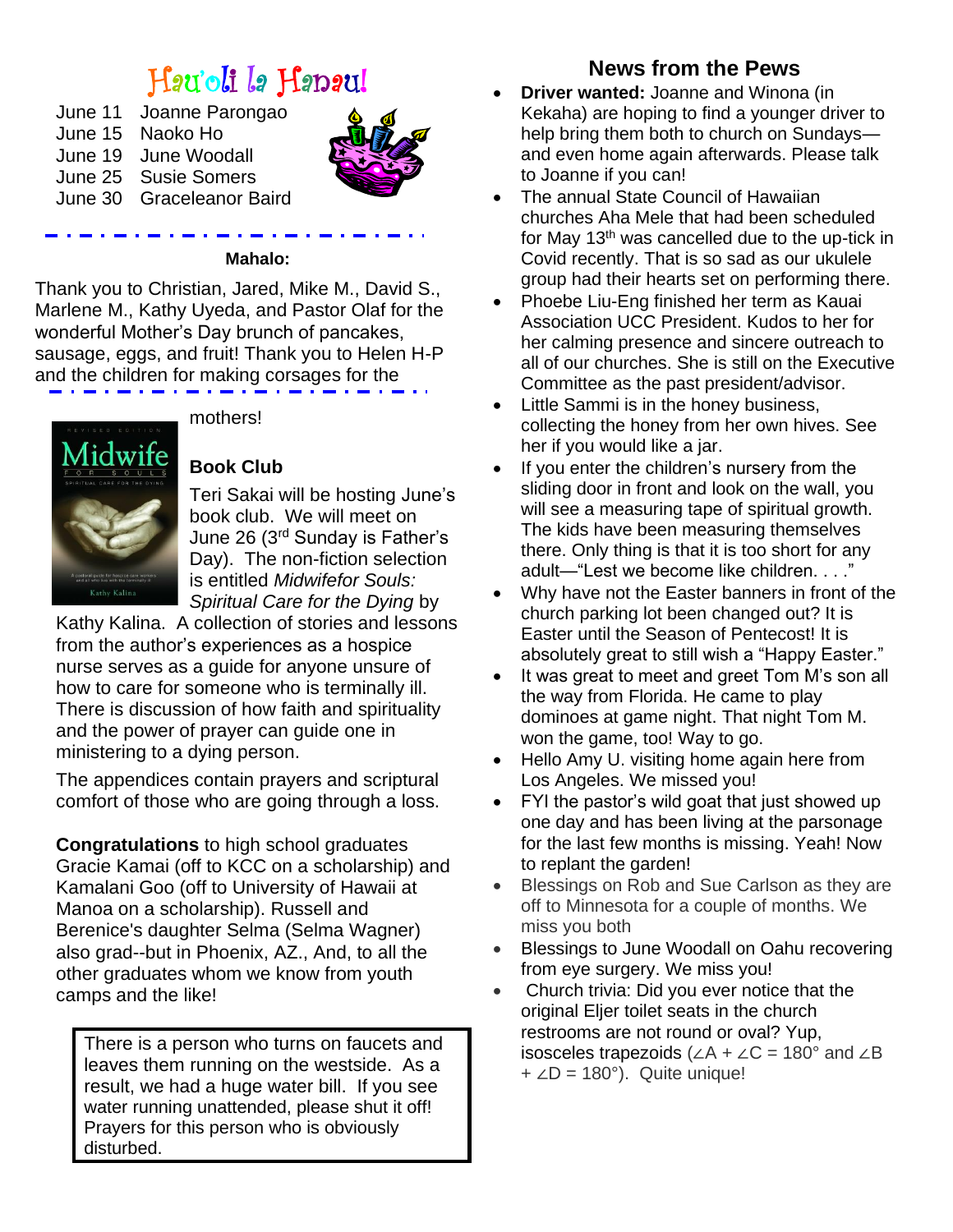# Hau'oli la Hanau!

June 11 Joanne Parongao
June 15 Naoko Ho
June 19 June Woodall
June 25 Susie Somers
June 30 Graceleanor Baird

**Mahalo:**

Thank you to Christian, Jared, Mike M., David S., Marlene M., Kathy Uyeda, and Pastor Olaf for the wonderful Mother's Day brunch of pancakes, sausage, eggs, and fruit! Thank you to Helen H-P and the children for making corsages for the mothers!

## Book Club

Teri Sakai will be hosting June's book club. We will meet on June 26 (3rd Sunday is Father's Day). The non-fiction selection is entitled *Midwifefor Souls: Spiritual Care for the Dying* by Kathy Kalina. A collection of stories and lessons from the author's experiences as a hospice nurse serves as a guide for anyone unsure of how to care for someone who is terminally ill. There is discussion of how faith and spirituality and the power of prayer can guide one in ministering to a dying person.

The appendices contain prayers and scriptural comfort of those who are going through a loss.

**Congratulations** to high school graduates Gracie Kamai (off to KCC on a scholarship) and Kamalani Goo (off to University of Hawaii at Manoa on a scholarship). Russell and Berenice's daughter Selma (Selma Wagner) also grad--but in Phoenix, AZ., And, to all the other graduates whom we know from youth camps and the like!

There is a person who turns on faucets and leaves them running on the westside. As a result, we had a huge water bill. If you see water running unattended, please shut it off! Prayers for this person who is obviously disturbed.

## News from the Pews

- **Driver wanted:** Joanne and Winona (in Kekaha) are hoping to find a younger driver to help bring them both to church on Sundays—and even home again afterwards. Please talk to Joanne if you can!
- The annual State Council of Hawaiian churches Aha Mele that had been scheduled for May 13th was cancelled due to the up-tick in Covid recently. That is so sad as our ukulele group had their hearts set on performing there.
- Phoebe Liu-Eng finished her term as Kauai Association UCC President. Kudos to her for her calming presence and sincere outreach to all of our churches. She is still on the Executive Committee as the past president/advisor.
- Little Sammi is in the honey business, collecting the honey from her own hives. See her if you would like a jar.
- If you enter the children's nursery from the sliding door in front and look on the wall, you will see a measuring tape of spiritual growth. The kids have been measuring themselves there. Only thing is that it is too short for any adult—"Lest we become like children. . . ."
- Why have not the Easter banners in front of the church parking lot been changed out? It is Easter until the Season of Pentecost! It is absolutely great to still wish a "Happy Easter."
- It was great to meet and greet Tom M's son all the way from Florida. He came to play dominoes at game night. That night Tom M. won the game, too! Way to go.
- Hello Amy U. visiting home again here from Los Angeles. We missed you!
- FYI the pastor's wild goat that just showed up one day and has been living at the parsonage for the last few months is missing. Yeah! Now to replant the garden!
- Blessings on Rob and Sue Carlson as they are off to Minnesota for a couple of months. We miss you both
- Blessings to June Woodall on Oahu recovering from eye surgery. We miss you!
- Church trivia: Did you ever notice that the original Eljer toilet seats in the church restrooms are not round or oval? Yup, isosceles trapezoids ($\angle A + \angle C = 180°$ and $\angle B + \angle D = 180°$). Quite unique!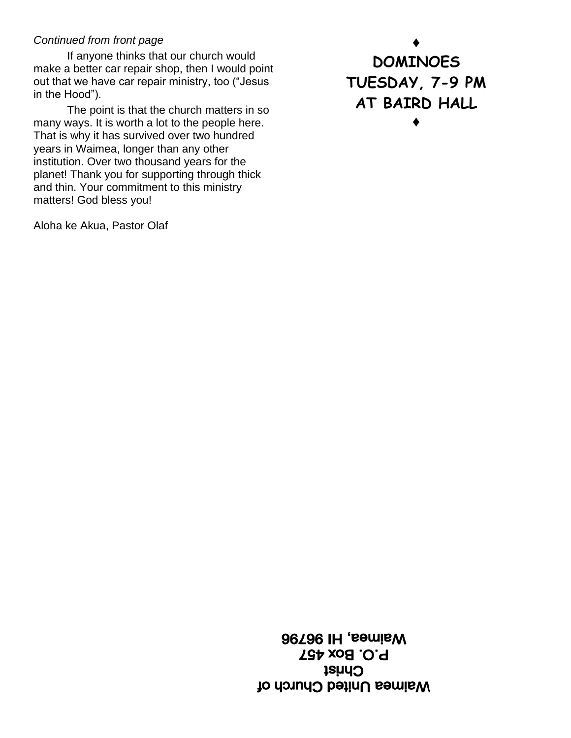*Continued from front page*

If anyone thinks that our church would make a better car repair shop, then I would point out that we have car repair ministry, too ("Jesus in the Hood").

The point is that the church matters in so many ways. It is worth a lot to the people here. That is why it has survived over two hundred years in Waimea, longer than any other institution. Over two thousand years for the planet! Thank you for supporting through thick and thin. Your commitment to this ministry matters! God bless you!

Aloha ke Akua, Pastor Olaf

♦

**DOMINOES**
**TUESDAY, 7-9 PM**
**AT BAIRD HALL**

♦

**Waimea United Church of Christ**
**P.O. Box 457**
**Waimea, HI 96796**